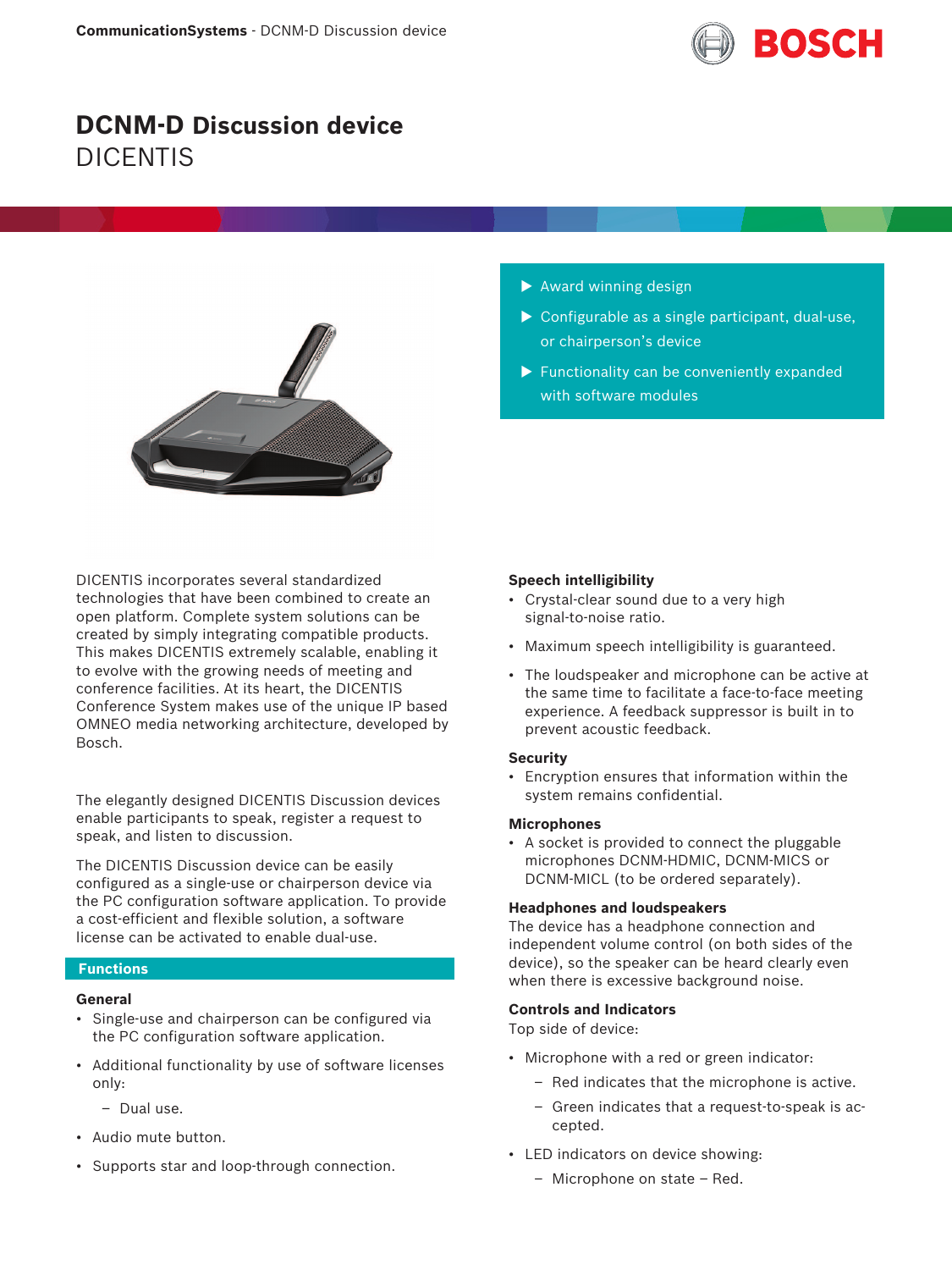# DCNM-D Discussion device

DICENTIS

- Award winning design
- Configurable as a single participant, dual-use, or chairperson's device
- Functionality can be conveniently expanded with software modules

DICENTIS incorporates several standardized technologies that have been combined to create an open platform. Complete system solutions can be created by simply integrating compatible products. This makes DICENTIS extremely scalable, enabling it to evolve with the growing needs of meeting and conference facilities. At its heart, the DICENTIS Conference System makes use of the unique IP based OMNEO media networking architecture, developed by Bosch.

The elegantly designed DICENTIS Discussion devices enable participants to speak, register a request to speak, and listen to discussion.

The DICENTIS Discussion device can be easily configured as a single-use or chairperson device via the PC configuration software application. To provide a cost-efficient and flexible solution, a software license can be activated to enable dual-use.

## Functions

### General

- Single-use and chairperson can be configured via the PC configuration software application.
- Additional functionality by use of software licenses only:
  - Dual use.
- Audio mute button.
- Supports star and loop-through connection.

### Speech intelligibility

- Crystal-clear sound due to a very high signal-to-noise ratio.
- Maximum speech intelligibility is guaranteed.
- The loudspeaker and microphone can be active at the same time to facilitate a face-to-face meeting experience. A feedback suppressor is built in to prevent acoustic feedback.

### Security

- Encryption ensures that information within the system remains confidential.

### Microphones

- A socket is provided to connect the pluggable microphones DCNM-HDMIC, DCNM-MICS or DCNM-MICL (to be ordered separately).

### Headphones and loudspeakers

The device has a headphone connection and independent volume control (on both sides of the device), so the speaker can be heard clearly even when there is excessive background noise.

### Controls and Indicators

Top side of device:

- Microphone with a red or green indicator:
  - Red indicates that the microphone is active.
  - Green indicates that a request-to-speak is accepted.
- LED indicators on device showing:
  - Microphone on state – Red.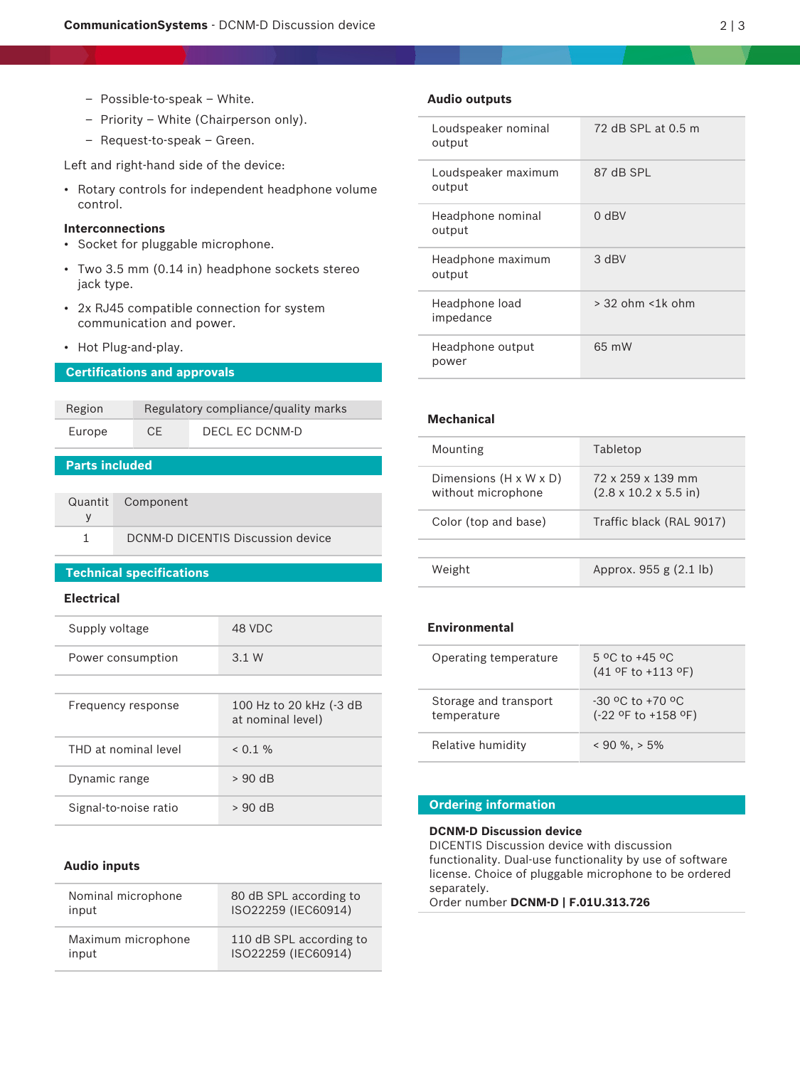- Possible-to-speak – White.
- Priority – White (Chairperson only).
- Request-to-speak – Green.

Left and right-hand side of the device:

- Rotary controls for independent headphone volume control.

**Interconnections**

- Socket for pluggable microphone.
- Two 3.5 mm (0.14 in) headphone sockets stereo jack type.
- 2x RJ45 compatible connection for system communication and power.
- Hot Plug-and-play.

## Certifications and approvals

| Region | Regulatory compliance/quality marks | |
|---|---|---|
| Europe | CE | DECL EC DCNM-D |

## Parts included

| Quantity | Component |
|---|---|
| 1 | DCNM-D DICENTIS Discussion device |

## Technical specifications

### Electrical

| | |
|---|---|
| Supply voltage | 48 VDC |
| Power consumption | 3.1 W |

| | |
|---|---|
| Frequency response | 100 Hz to 20 kHz (-3 dB at nominal level) |
| THD at nominal level | < 0.1 % |
| Dynamic range | > 90 dB |
| Signal-to-noise ratio | > 90 dB |

### Audio inputs

| | |
|---|---|
| Nominal microphone input | 80 dB SPL according to ISO22259 (IEC60914) |
| Maximum microphone input | 110 dB SPL according to ISO22259 (IEC60914) |

### Audio outputs

| | |
|---|---|
| Loudspeaker nominal output | 72 dB SPL at 0.5 m |
| Loudspeaker maximum output | 87 dB SPL |
| Headphone nominal output | 0 dBV |
| Headphone maximum output | 3 dBV |
| Headphone load impedance | > 32 ohm <1k ohm |
| Headphone output power | 65 mW |

### Mechanical

| | |
|---|---|
| Mounting | Tabletop |
| Dimensions (H x W x D) without microphone | 72 x 259 x 139 mm (2.8 x 10.2 x 5.5 in) |
| Color (top and base) | Traffic black (RAL 9017) |

| | |
|---|---|
| Weight | Approx. 955 g (2.1 lb) |

### Environmental

| | |
|---|---|
| Operating temperature | 5 ºC to +45 ºC (41 ºF to +113 ºF) |
| Storage and transport temperature | -30 ºC to +70 ºC (-22 ºF to +158 ºF) |
| Relative humidity | < 90 %, > 5% |

## Ordering information

**DCNM-D Discussion device**
DICENTIS Discussion device with discussion functionality. Dual-use functionality by use of software license. Choice of pluggable microphone to be ordered separately.
Order number **DCNM-D | F.01U.313.726**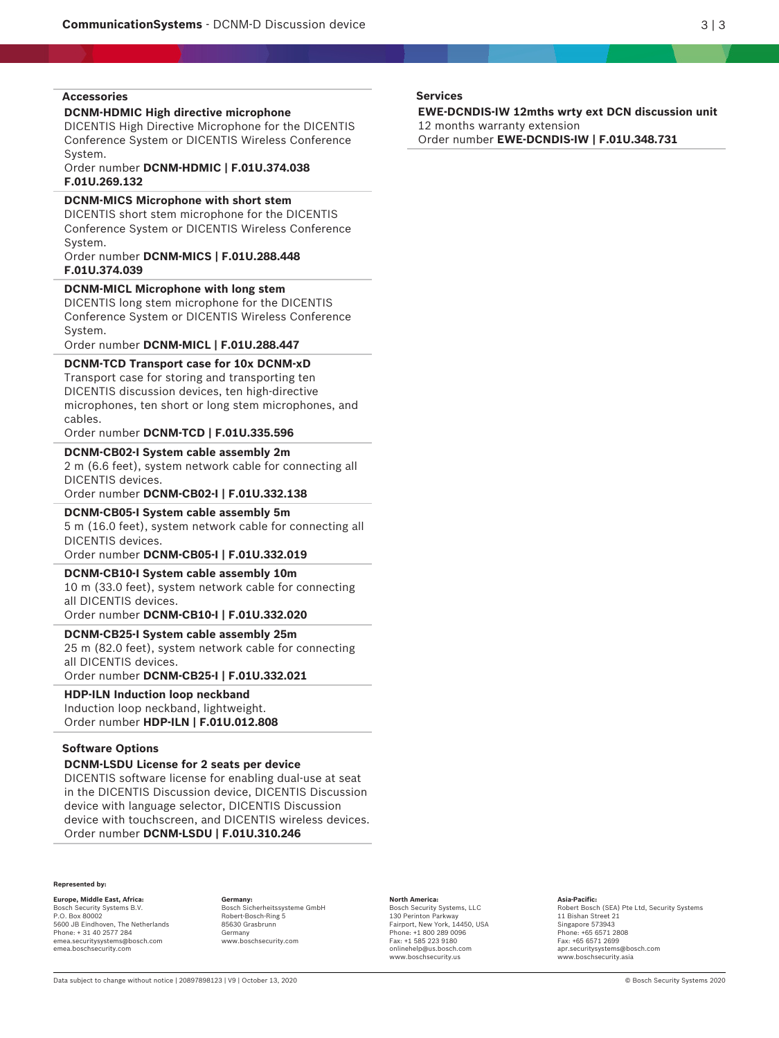## Accessories

**DCNM-HDMIC High directive microphone**
DICENTIS High Directive Microphone for the DICENTIS Conference System or DICENTIS Wireless Conference System.
Order number **DCNM-HDMIC | F.01U.374.038 F.01U.269.132**

**DCNM-MICS Microphone with short stem**
DICENTIS short stem microphone for the DICENTIS Conference System or DICENTIS Wireless Conference System.
Order number **DCNM-MICS | F.01U.288.448 F.01U.374.039**

**DCNM-MICL Microphone with long stem**
DICENTIS long stem microphone for the DICENTIS Conference System or DICENTIS Wireless Conference System.
Order number **DCNM-MICL | F.01U.288.447**

**DCNM-TCD Transport case for 10x DCNM-xD**
Transport case for storing and transporting ten DICENTIS discussion devices, ten high-directive microphones, ten short or long stem microphones, and cables.
Order number **DCNM-TCD | F.01U.335.596**

**DCNM-CB02-I System cable assembly 2m**
2 m (6.6 feet), system network cable for connecting all DICENTIS devices.
Order number **DCNM-CB02-I | F.01U.332.138**

**DCNM-CB05-I System cable assembly 5m**
5 m (16.0 feet), system network cable for connecting all DICENTIS devices.
Order number **DCNM-CB05-I | F.01U.332.019**

**DCNM-CB10-I System cable assembly 10m**
10 m (33.0 feet), system network cable for connecting all DICENTIS devices.
Order number **DCNM-CB10-I | F.01U.332.020**

**DCNM-CB25-I System cable assembly 25m**
25 m (82.0 feet), system network cable for connecting all DICENTIS devices.
Order number **DCNM-CB25-I | F.01U.332.021**

**HDP-ILN Induction loop neckband**
Induction loop neckband, lightweight.
Order number **HDP-ILN | F.01U.012.808**

## Software Options

**DCNM-LSDU License for 2 seats per device**
DICENTIS software license for enabling dual-use at seat in the DICENTIS Discussion device, DICENTIS Discussion device with language selector, DICENTIS Discussion device with touchscreen, and DICENTIS wireless devices.
Order number **DCNM-LSDU | F.01U.310.246**

## Services

**EWE-DCNDIS-IW 12mths wrty ext DCN discussion unit**
12 months warranty extension
Order number **EWE-DCNDIS-IW | F.01U.348.731**

**Represented by:**

**Europe, Middle East, Africa:**
Bosch Security Systems B.V.
P.O. Box 80002
5600 JB Eindhoven, The Netherlands
Phone: + 31 40 2577 284
emea.securitysystems@bosch.com
emea.boschsecurity.com

**Germany:**
Bosch Sicherheitssysteme GmbH
Robert-Bosch-Ring 5
85630 Grasbrunn
Germany
www.boschsecurity.com

**North America:**
Bosch Security Systems, LLC
130 Perinton Parkway
Fairport, New York, 14450, USA
Phone: +1 800 289 0096
Fax: +1 585 223 9180
onlinehelp@us.bosch.com
www.boschsecurity.us

**Asia-Pacific:**
Robert Bosch (SEA) Pte Ltd, Security Systems
11 Bishan Street 21
Singapore 573943
Phone: +65 6571 2808
Fax: +65 6571 2699
apr.securitysystems@bosch.com
www.boschsecurity.asia

Data subject to change without notice | 20897898123 | V9 | October 13, 2020

© Bosch Security Systems 2020